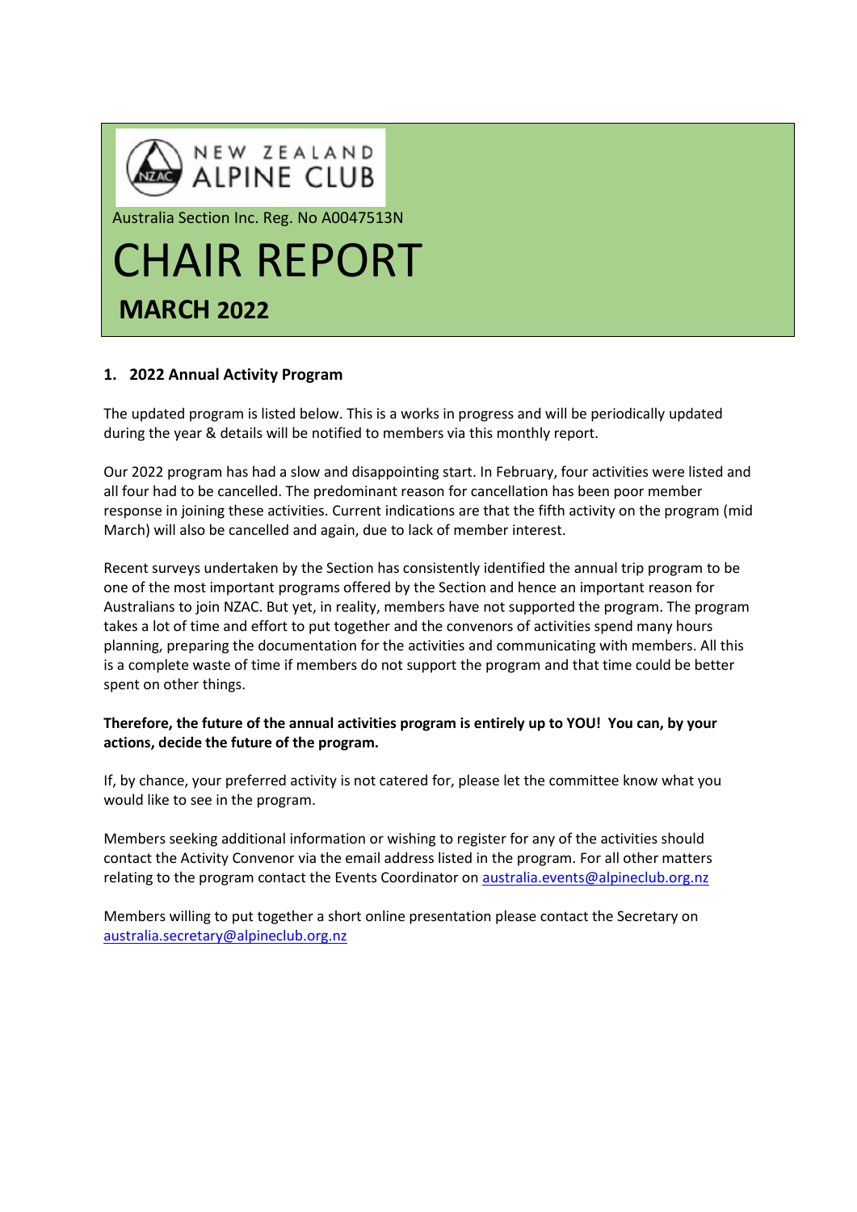NEW ZEALAND ALPINE CLUB

Australia Section Inc. Reg. No A0047513N

# CHAIR REPORT

## MARCH 2022

### 1. 2022 Annual Activity Program

The updated program is listed below. This is a works in progress and will be periodically updated during the year & details will be notified to members via this monthly report.

Our 2022 program has had a slow and disappointing start. In February, four activities were listed and all four had to be cancelled. The predominant reason for cancellation has been poor member response in joining these activities. Current indications are that the fifth activity on the program (mid March) will also be cancelled and again, due to lack of member interest.

Recent surveys undertaken by the Section has consistently identified the annual trip program to be one of the most important programs offered by the Section and hence an important reason for Australians to join NZAC. But yet, in reality, members have not supported the program. The program takes a lot of time and effort to put together and the convenors of activities spend many hours planning, preparing the documentation for the activities and communicating with members. All this is a complete waste of time if members do not support the program and that time could be better spent on other things.

**Therefore, the future of the annual activities program is entirely up to YOU! You can, by your actions, decide the future of the program.**

If, by chance, your preferred activity is not catered for, please let the committee know what you would like to see in the program.

Members seeking additional information or wishing to register for any of the activities should contact the Activity Convenor via the email address listed in the program. For all other matters relating to the program contact the Events Coordinator on australia.events@alpineclub.org.nz

Members willing to put together a short online presentation please contact the Secretary on australia.secretary@alpineclub.org.nz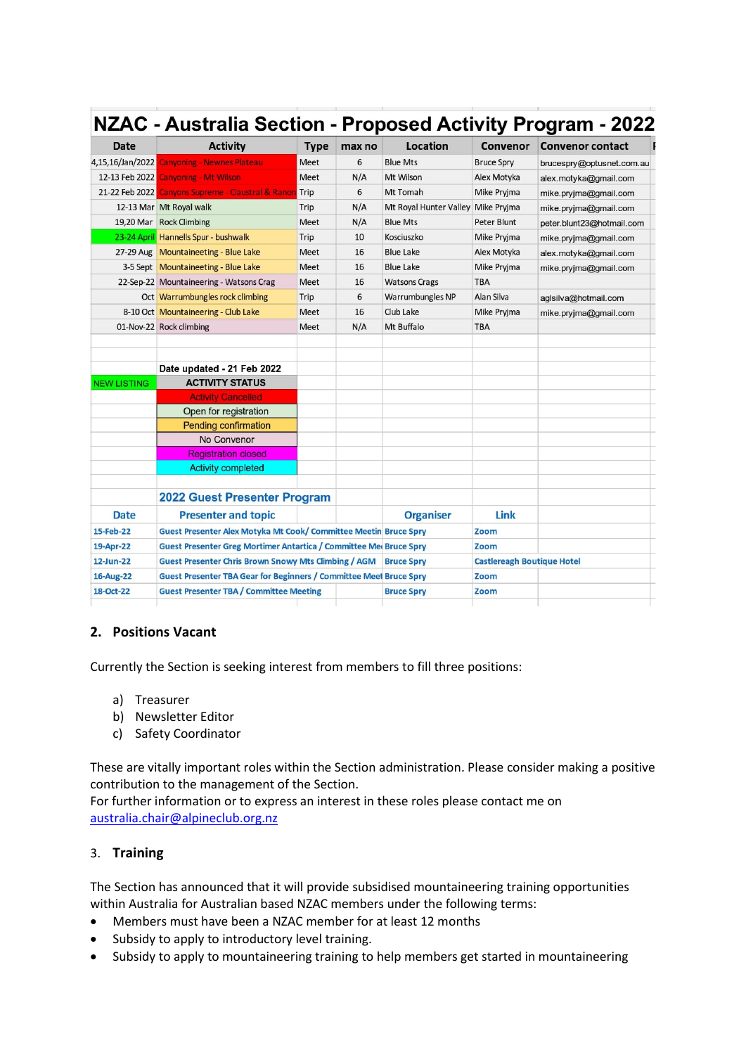# NZAC - Australia Section - Proposed Activity Program - 2022

| Date | Activity | Type | max no | Location | Convenor | Convenor contact |
|---|---|---|---|---|---|---|
| 4,15,16/Jan/2022 | Canyoning - Newnes Plateau | Meet | 6 | Blue Mts | Bruce Spry | brucespry@optusnet.com.au |
| 12-13 Feb 2022 | Canyoning - Mt Wilson | Meet | N/A | Mt Wilson | Alex Motyka | alex.motyka@gmail.com |
| 21-22 Feb 2022 | Canyons Supreme - Claustral & Ranon | Trip | 6 | Mt Tomah | Mike Pryjma | mike.pryjma@gmail.com |
| 12-13 Mar | Mt Royal walk | Trip | N/A | Mt Royal Hunter Valley | Mike Pryjma | mike.pryjma@gmail.com |
| 19,20 Mar | Rock Climbing | Meet | N/A | Blue Mts | Peter Blunt | peter.blunt23@hotmail.com |
| 23-24 April | Hannells Spur - bushwalk | Trip | 10 | Kosciuszko | Mike Pryjma | mike.pryjma@gmail.com |
| 27-29 Aug | Mountaineeting - Blue Lake | Meet | 16 | Blue Lake | Alex Motyka | alex.motyka@gmail.com |
| 3-5 Sept | Mountaineeting - Blue Lake | Meet | 16 | Blue Lake | Mike Pryjma | mike.pryjma@gmail.com |
| 22-Sep-22 | Mountaineering - Watsons Crag | Meet | 16 | Watsons Crags | TBA | |
| Oct | Warrumbungles rock climbing | Trip | 6 | Warrumbungles NP | Alan Silva | aglsilva@hotmail.com |
| 8-10 Oct | Mountaineering - Club Lake | Meet | 16 | Club Lake | Mike Pryjma | mike.pryjma@gmail.com |
| 01-Nov-22 | Rock climbing | Meet | N/A | Mt Buffalo | TBA | |

Date updated - 21 Feb 2022

| NEW LISTING | ACTIVITY STATUS |
|---|---|
| | Activity Cancelled |
| | Open for registration |
| | Pending confirmation |
| | No Convenor |
| | Registration closed |
| | Activity completed |

**2022 Guest Presenter Program**

| Date | Presenter and topic | Organiser | Link |
|---|---|---|---|
| 15-Feb-22 | Guest Presenter Alex Motyka Mt Cook/ Committee Meetin | Bruce Spry | Zoom |
| 19-Apr-22 | Guest Presenter Greg Mortimer Antartica / Committee Me | Bruce Spry | Zoom |
| 12-Jun-22 | Guest Presenter Chris Brown Snowy Mts Climbing / AGM | Bruce Spry | Castlereagh Boutique Hotel |
| 16-Aug-22 | Guest Presenter TBA Gear for Beginners / Committee Meet | Bruce Spry | Zoom |
| 18-Oct-22 | Guest Presenter TBA / Committee Meeting | Bruce Spry | Zoom |

## 2. Positions Vacant

Currently the Section is seeking interest from members to fill three positions:

a) Treasurer
b) Newsletter Editor
c) Safety Coordinator

These are vitally important roles within the Section administration. Please consider making a positive contribution to the management of the Section.
For further information or to express an interest in these roles please contact me on australia.chair@alpineclub.org.nz

## 3. Training

The Section has announced that it will provide subsidised mountaineering training opportunities within Australia for Australian based NZAC members under the following terms:

- Members must have been a NZAC member for at least 12 months
- Subsidy to apply to introductory level training.
- Subsidy to apply to mountaineering training to help members get started in mountaineering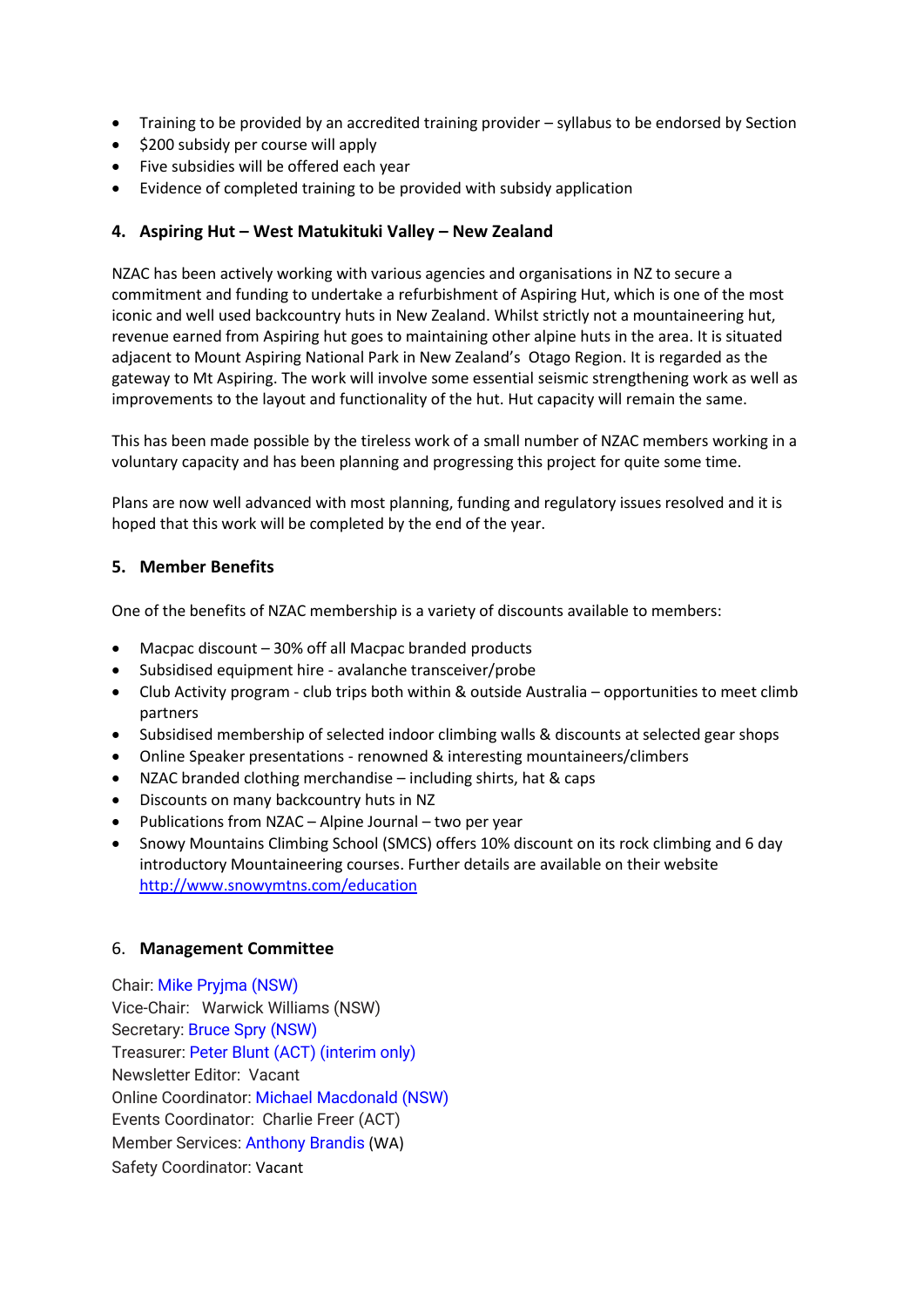- Training to be provided by an accredited training provider – syllabus to be endorsed by Section
- $200 subsidy per course will apply
- Five subsidies will be offered each year
- Evidence of completed training to be provided with subsidy application

## 4. Aspiring Hut – West Matukituki Valley – New Zealand

NZAC has been actively working with various agencies and organisations in NZ to secure a commitment and funding to undertake a refurbishment of Aspiring Hut, which is one of the most iconic and well used backcountry huts in New Zealand. Whilst strictly not a mountaineering hut, revenue earned from Aspiring hut goes to maintaining other alpine huts in the area. It is situated adjacent to Mount Aspiring National Park in New Zealand's Otago Region. It is regarded as the gateway to Mt Aspiring. The work will involve some essential seismic strengthening work as well as improvements to the layout and functionality of the hut. Hut capacity will remain the same.

This has been made possible by the tireless work of a small number of NZAC members working in a voluntary capacity and has been planning and progressing this project for quite some time.

Plans are now well advanced with most planning, funding and regulatory issues resolved and it is hoped that this work will be completed by the end of the year.

## 5. Member Benefits

One of the benefits of NZAC membership is a variety of discounts available to members:

- Macpac discount – 30% off all Macpac branded products
- Subsidised equipment hire - avalanche transceiver/probe
- Club Activity program - club trips both within & outside Australia – opportunities to meet climb partners
- Subsidised membership of selected indoor climbing walls & discounts at selected gear shops
- Online Speaker presentations - renowned & interesting mountaineers/climbers
- NZAC branded clothing merchandise – including shirts, hat & caps
- Discounts on many backcountry huts in NZ
- Publications from NZAC – Alpine Journal – two per year
- Snowy Mountains Climbing School (SMCS) offers 10% discount on its rock climbing and 6 day introductory Mountaineering courses. Further details are available on their website http://www.snowymtns.com/education

## 6. Management Committee

Chair: Mike Pryjma (NSW)
Vice-Chair: Warwick Williams (NSW)
Secretary: Bruce Spry (NSW)
Treasurer: Peter Blunt (ACT) (interim only)
Newsletter Editor: Vacant
Online Coordinator: Michael Macdonald (NSW)
Events Coordinator: Charlie Freer (ACT)
Member Services: Anthony Brandis (WA)
Safety Coordinator: Vacant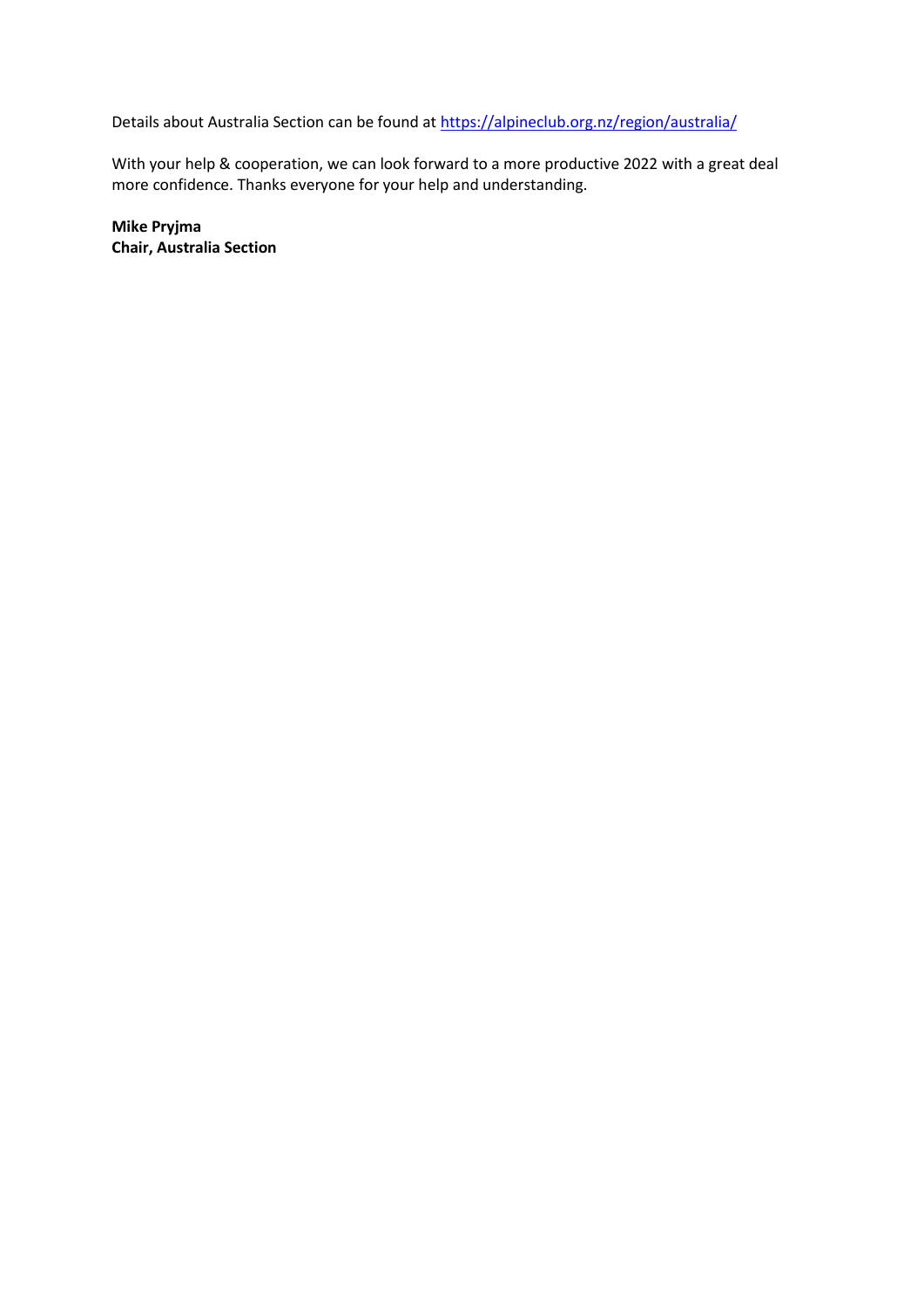Details about Australia Section can be found at https://alpineclub.org.nz/region/australia/

With your help & cooperation, we can look forward to a more productive 2022 with a great deal more confidence. Thanks everyone for your help and understanding.

**Mike Pryjma**
**Chair, Australia Section**